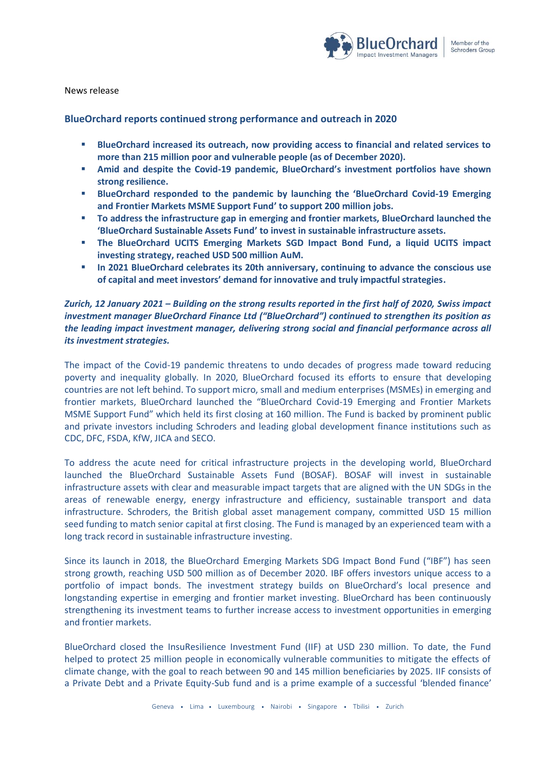News release

## BlueOrchard reports continued strong performance and outreach in 2020

- **BlueOrchard increased its outreach, now providing access to financial and related services to more than 215 million poor and vulnerable people (as of December 2020).**
- **Amid and despite the Covid-19 pandemic, BlueOrchard's investment portfolios have shown strong resilience.**
- **BlueOrchard responded to the pandemic by launching the 'BlueOrchard Covid-19 Emerging and Frontier Markets MSME Support Fund' to support 200 million jobs.**
- **To address the infrastructure gap in emerging and frontier markets, BlueOrchard launched the 'BlueOrchard Sustainable Assets Fund' to invest in sustainable infrastructure assets.**
- **The BlueOrchard UCITS Emerging Markets SGD Impact Bond Fund, a liquid UCITS impact investing strategy, reached USD 500 million AuM.**
- **In 2021 BlueOrchard celebrates its 20th anniversary, continuing to advance the conscious use of capital and meet investors' demand for innovative and truly impactful strategies.**

***Zurich, 12 January 2021 – Building on the strong results reported in the first half of 2020, Swiss impact investment manager BlueOrchard Finance Ltd ("BlueOrchard") continued to strengthen its position as the leading impact investment manager, delivering strong social and financial performance across all its investment strategies.***

The impact of the Covid-19 pandemic threatens to undo decades of progress made toward reducing poverty and inequality globally. In 2020, BlueOrchard focused its efforts to ensure that developing countries are not left behind. To support micro, small and medium enterprises (MSMEs) in emerging and frontier markets, BlueOrchard launched the "BlueOrchard Covid-19 Emerging and Frontier Markets MSME Support Fund" which held its first closing at 160 million. The Fund is backed by prominent public and private investors including Schroders and leading global development finance institutions such as CDC, DFC, FSDA, KfW, JICA and SECO.

To address the acute need for critical infrastructure projects in the developing world, BlueOrchard launched the BlueOrchard Sustainable Assets Fund (BOSAF). BOSAF will invest in sustainable infrastructure assets with clear and measurable impact targets that are aligned with the UN SDGs in the areas of renewable energy, energy infrastructure and efficiency, sustainable transport and data infrastructure. Schroders, the British global asset management company, committed USD 15 million seed funding to match senior capital at first closing. The Fund is managed by an experienced team with a long track record in sustainable infrastructure investing.

Since its launch in 2018, the BlueOrchard Emerging Markets SDG Impact Bond Fund ("IBF") has seen strong growth, reaching USD 500 million as of December 2020. IBF offers investors unique access to a portfolio of impact bonds. The investment strategy builds on BlueOrchard's local presence and longstanding expertise in emerging and frontier market investing. BlueOrchard has been continuously strengthening its investment teams to further increase access to investment opportunities in emerging and frontier markets.

BlueOrchard closed the InsuResilience Investment Fund (IIF) at USD 230 million. To date, the Fund helped to protect 25 million people in economically vulnerable communities to mitigate the effects of climate change, with the goal to reach between 90 and 145 million beneficiaries by 2025. IIF consists of a Private Debt and a Private Equity-Sub fund and is a prime example of a successful 'blended finance'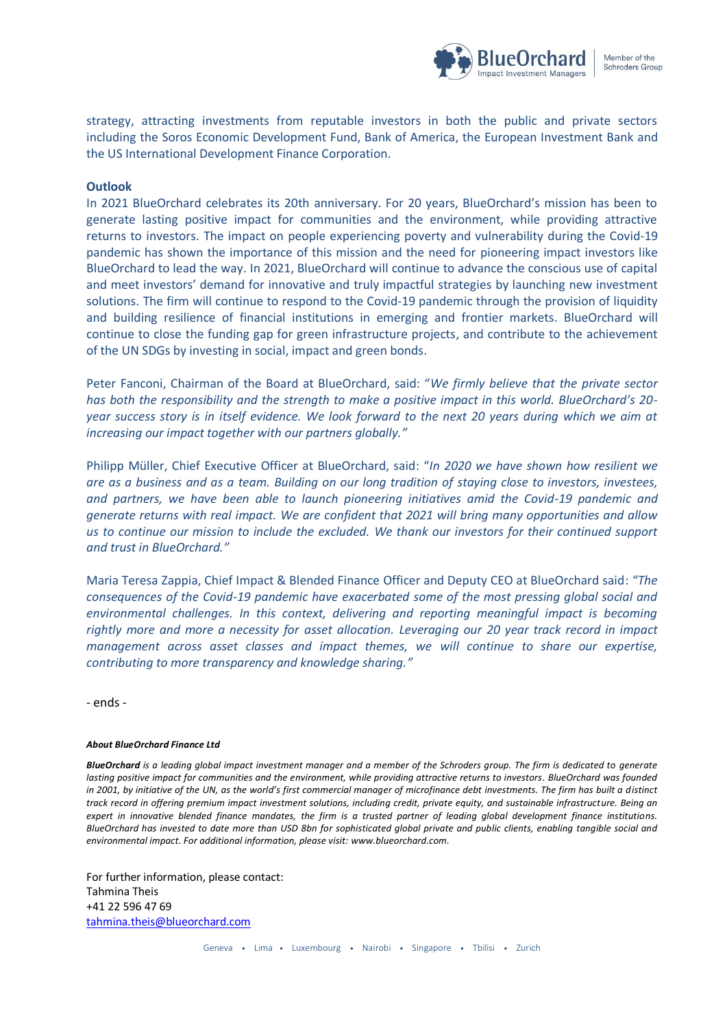strategy, attracting investments from reputable investors in both the public and private sectors including the Soros Economic Development Fund, Bank of America, the European Investment Bank and the US International Development Finance Corporation.

**Outlook**

In 2021 BlueOrchard celebrates its 20th anniversary. For 20 years, BlueOrchard's mission has been to generate lasting positive impact for communities and the environment, while providing attractive returns to investors. The impact on people experiencing poverty and vulnerability during the Covid-19 pandemic has shown the importance of this mission and the need for pioneering impact investors like BlueOrchard to lead the way. In 2021, BlueOrchard will continue to advance the conscious use of capital and meet investors' demand for innovative and truly impactful strategies by launching new investment solutions. The firm will continue to respond to the Covid-19 pandemic through the provision of liquidity and building resilience of financial institutions in emerging and frontier markets. BlueOrchard will continue to close the funding gap for green infrastructure projects, and contribute to the achievement of the UN SDGs by investing in social, impact and green bonds.

Peter Fanconi, Chairman of the Board at BlueOrchard, said: "*We firmly believe that the private sector has both the responsibility and the strength to make a positive impact in this world. BlueOrchard's 20-year success story is in itself evidence. We look forward to the next 20 years during which we aim at increasing our impact together with our partners globally."*

Philipp Müller, Chief Executive Officer at BlueOrchard, said: "*In 2020 we have shown how resilient we are as a business and as a team. Building on our long tradition of staying close to investors, investees, and partners, we have been able to launch pioneering initiatives amid the Covid-19 pandemic and generate returns with real impact. We are confident that 2021 will bring many opportunities and allow us to continue our mission to include the excluded. We thank our investors for their continued support and trust in BlueOrchard."*

Maria Teresa Zappia, Chief Impact & Blended Finance Officer and Deputy CEO at BlueOrchard said: *"The consequences of the Covid-19 pandemic have exacerbated some of the most pressing global social and environmental challenges. In this context, delivering and reporting meaningful impact is becoming rightly more and more a necessity for asset allocation. Leveraging our 20 year track record in impact management across asset classes and impact themes, we will continue to share our expertise, contributing to more transparency and knowledge sharing."*

- ends -

***About BlueOrchard Finance Ltd***

***BlueOrchard*** *is a leading global impact investment manager and a member of the Schroders group. The firm is dedicated to generate lasting positive impact for communities and the environment, while providing attractive returns to investors. BlueOrchard was founded in 2001, by initiative of the UN, as the world's first commercial manager of microfinance debt investments. The firm has built a distinct track record in offering premium impact investment solutions, including credit, private equity, and sustainable infrastructure. Being an expert in innovative blended finance mandates, the firm is a trusted partner of leading global development finance institutions. BlueOrchard has invested to date more than USD 8bn for sophisticated global private and public clients, enabling tangible social and environmental impact. For additional information, please visit: www.blueorchard.com.*

For further information, please contact:
Tahmina Theis
+41 22 596 47 69
tahmina.theis@blueorchard.com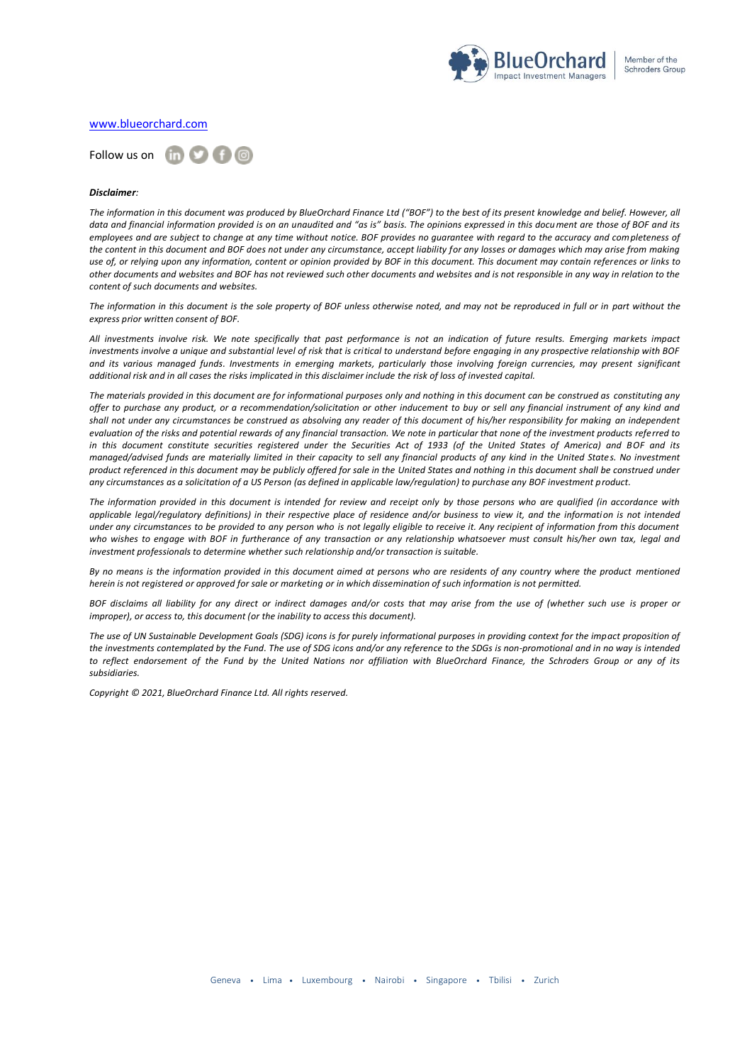www.blueorchard.com

Follow us on

***Disclaimer**:*

*The information in this document was produced by BlueOrchard Finance Ltd ("BOF") to the best of its present knowledge and belief. However, all data and financial information provided is on an unaudited and "as is" basis. The opinions expressed in this document are those of BOF and its employees and are subject to change at any time without notice. BOF provides no guarantee with regard to the accuracy and completeness of the content in this document and BOF does not under any circumstance, accept liability for any losses or damages which may arise from making use of, or relying upon any information, content or opinion provided by BOF in this document. This document may contain references or links to other documents and websites and BOF has not reviewed such other documents and websites and is not responsible in any way in relation to the content of such documents and websites.*

*The information in this document is the sole property of BOF unless otherwise noted, and may not be reproduced in full or in part without the express prior written consent of BOF.*

*All investments involve risk. We note specifically that past performance is not an indication of future results. Emerging markets impact investments involve a unique and substantial level of risk that is critical to understand before engaging in any prospective relationship with BOF and its various managed funds. Investments in emerging markets, particularly those involving foreign currencies, may present significant additional risk and in all cases the risks implicated in this disclaimer include the risk of loss of invested capital.*

*The materials provided in this document are for informational purposes only and nothing in this document can be construed as constituting any offer to purchase any product, or a recommendation/solicitation or other inducement to buy or sell any financial instrument of any kind and shall not under any circumstances be construed as absolving any reader of this document of his/her responsibility for making an independent evaluation of the risks and potential rewards of any financial transaction. We note in particular that none of the investment products referred to in this document constitute securities registered under the Securities Act of 1933 (of the United States of America) and BOF and its managed/advised funds are materially limited in their capacity to sell any financial products of any kind in the United States. No investment product referenced in this document may be publicly offered for sale in the United States and nothing in this document shall be construed under any circumstances as a solicitation of a US Person (as defined in applicable law/regulation) to purchase any BOF investment product.*

*The information provided in this document is intended for review and receipt only by those persons who are qualified (in accordance with applicable legal/regulatory definitions) in their respective place of residence and/or business to view it, and the information is not intended under any circumstances to be provided to any person who is not legally eligible to receive it. Any recipient of information from this document who wishes to engage with BOF in furtherance of any transaction or any relationship whatsoever must consult his/her own tax, legal and investment professionals to determine whether such relationship and/or transaction is suitable.*

*By no means is the information provided in this document aimed at persons who are residents of any country where the product mentioned herein is not registered or approved for sale or marketing or in which dissemination of such information is not permitted.*

*BOF disclaims all liability for any direct or indirect damages and/or costs that may arise from the use of (whether such use is proper or improper), or access to, this document (or the inability to access this document).*

*The use of UN Sustainable Development Goals (SDG) icons is for purely informational purposes in providing context for the impact proposition of the investments contemplated by the Fund. The use of SDG icons and/or any reference to the SDGs is non-promotional and in no way is intended to reflect endorsement of the Fund by the United Nations nor affiliation with BlueOrchard Finance, the Schroders Group or any of its subsidiaries.*

*Copyright © 2021, BlueOrchard Finance Ltd. All rights reserved.*

Geneva • Lima • Luxembourg • Nairobi • Singapore • Tbilisi • Zurich